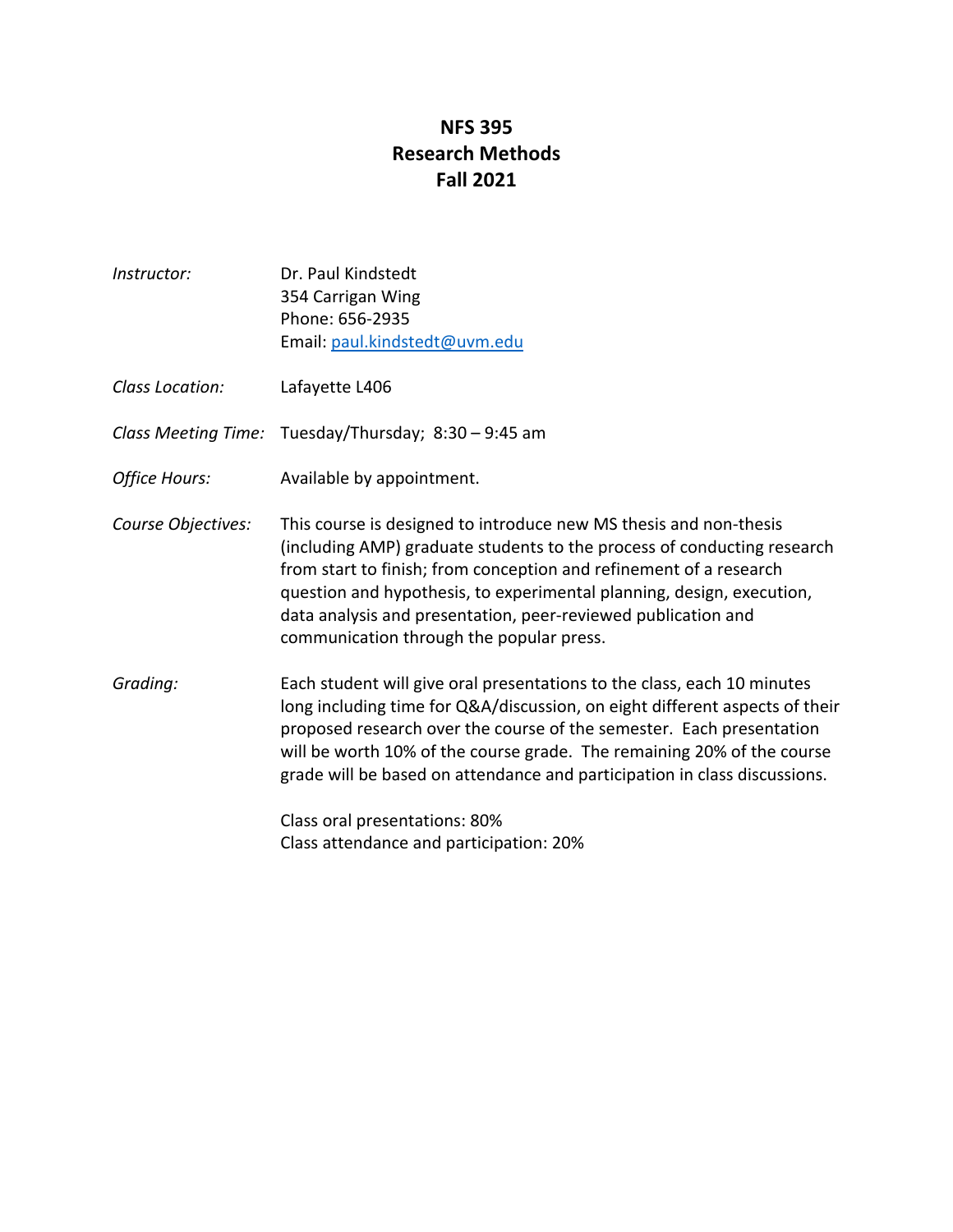# NFS 395
# Research Methods
# Fall 2021

*Instructor:* Dr. Paul Kindstedt
354 Carrigan Wing
Phone: 656-2935
Email: paul.kindstedt@uvm.edu

*Class Location:* Lafayette L406

*Class Meeting Time:* Tuesday/Thursday; 8:30 – 9:45 am

*Office Hours:* Available by appointment.

*Course Objectives:* This course is designed to introduce new MS thesis and non-thesis (including AMP) graduate students to the process of conducting research from start to finish; from conception and refinement of a research question and hypothesis, to experimental planning, design, execution, data analysis and presentation, peer-reviewed publication and communication through the popular press.

*Grading:* Each student will give oral presentations to the class, each 10 minutes long including time for Q&A/discussion, on eight different aspects of their proposed research over the course of the semester. Each presentation will be worth 10% of the course grade. The remaining 20% of the course grade will be based on attendance and participation in class discussions.

Class oral presentations: 80%
Class attendance and participation: 20%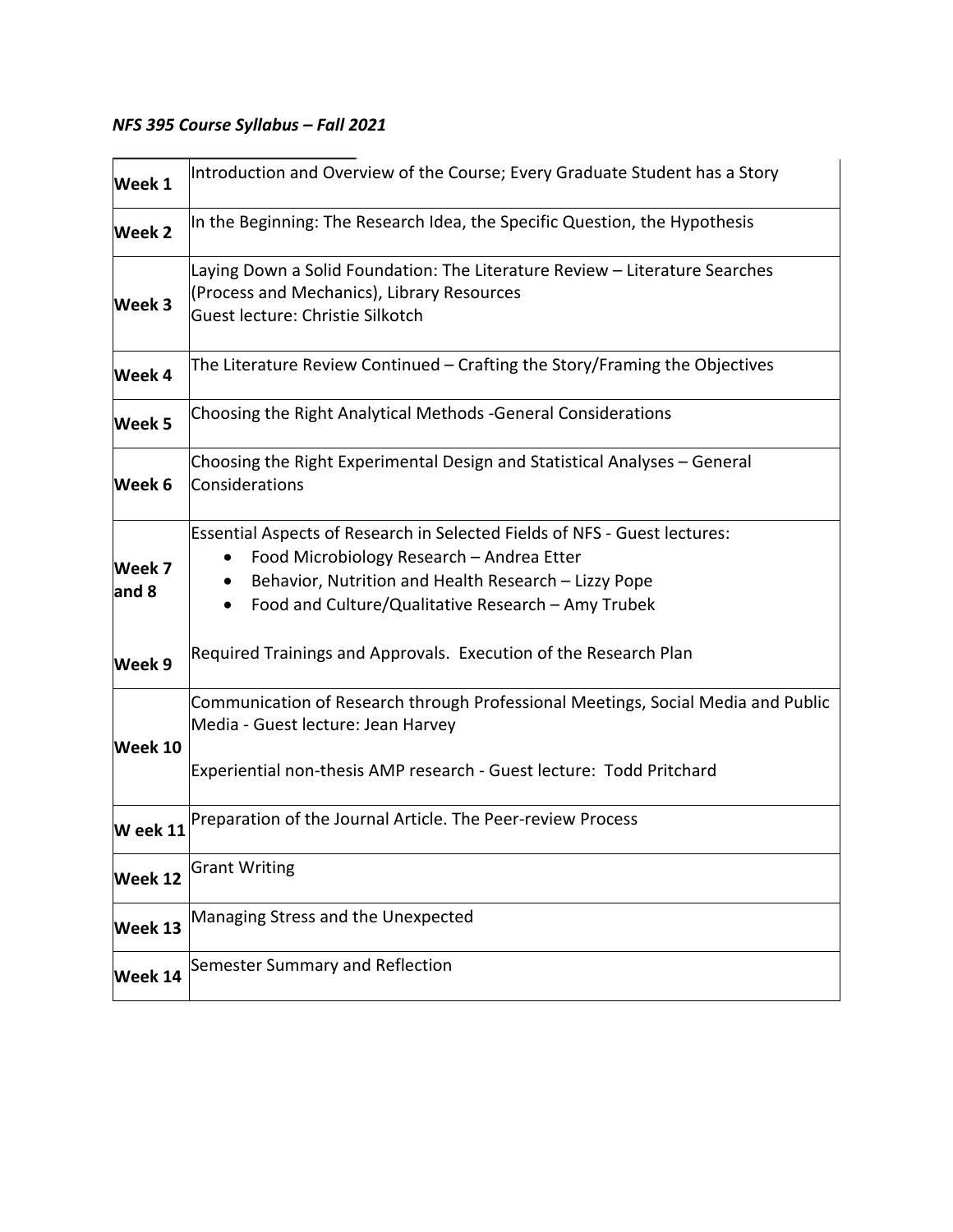*NFS 395 Course Syllabus – Fall 2021*

| | |
|---|---|
| **Week 1** | Introduction and Overview of the Course; Every Graduate Student has a Story |
| **Week 2** | In the Beginning: The Research Idea, the Specific Question, the Hypothesis |
| **Week 3** | Laying Down a Solid Foundation: The Literature Review – Literature Searches (Process and Mechanics), Library Resources<br>Guest lecture: Christie Silkotch |
| **Week 4** | The Literature Review Continued – Crafting the Story/Framing the Objectives |
| **Week 5** | Choosing the Right Analytical Methods -General Considerations |
| **Week 6** | Choosing the Right Experimental Design and Statistical Analyses – General Considerations |
| **Week 7 and 8** | Essential Aspects of Research in Selected Fields of NFS - Guest lectures:<br>• Food Microbiology Research – Andrea Etter<br>• Behavior, Nutrition and Health Research – Lizzy Pope<br>• Food and Culture/Qualitative Research – Amy Trubek |
| **Week 9** | Required Trainings and Approvals. Execution of the Research Plan |
| **Week 10** | Communication of Research through Professional Meetings, Social Media and Public Media - Guest lecture: Jean Harvey<br><br>Experiential non-thesis AMP research - Guest lecture: Todd Pritchard |
| **W eek 11** | Preparation of the Journal Article. The Peer-review Process |
| **Week 12** | Grant Writing |
| **Week 13** | Managing Stress and the Unexpected |
| **Week 14** | Semester Summary and Reflection |